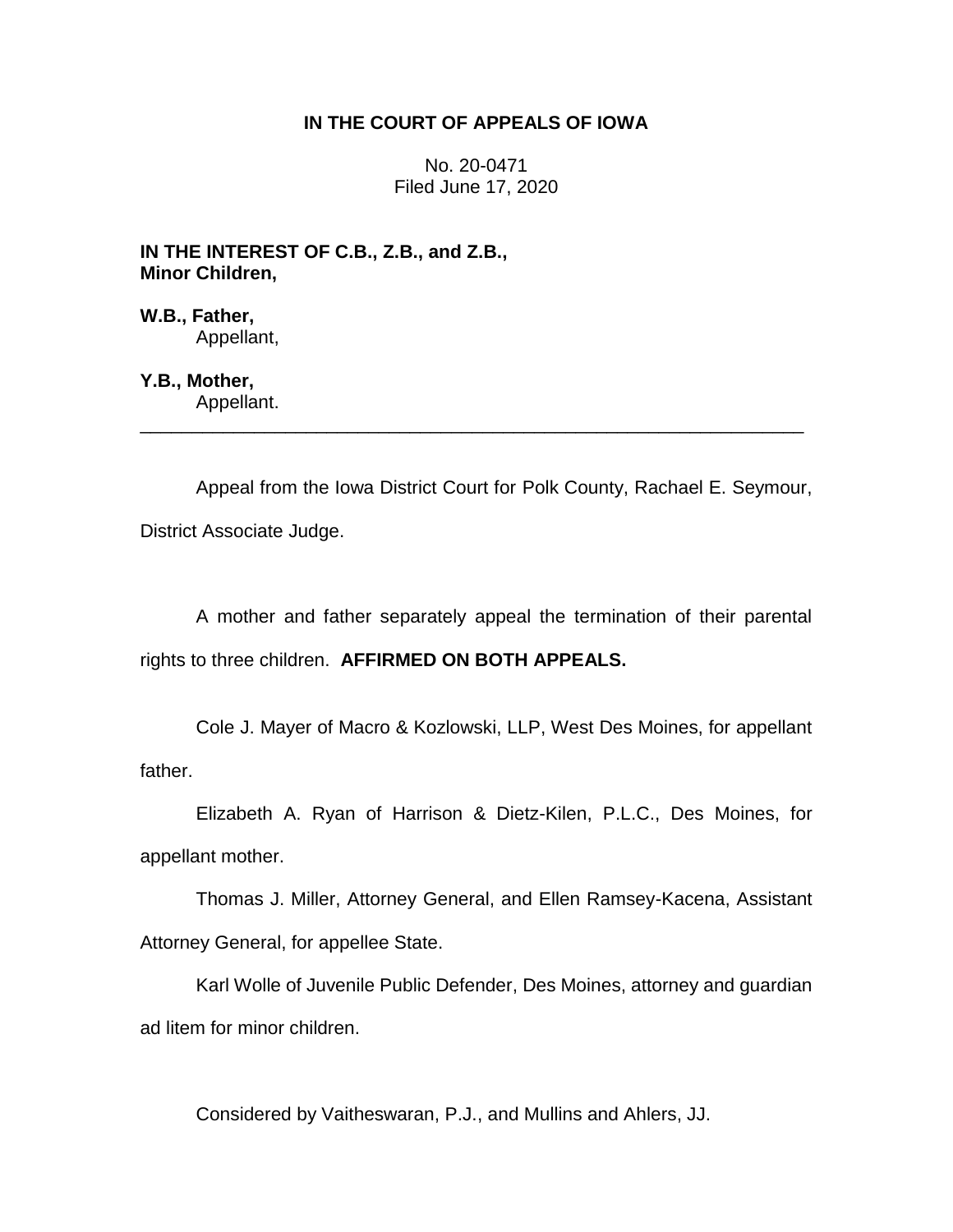# IN THE COURT OF APPEALS OF IOWA

No. 20-0471
Filed June 17, 2020

**IN THE INTEREST OF C.B., Z.B., and Z.B., Minor Children,**

**W.B., Father,**
Appellant,

**Y.B., Mother,**
Appellant.

---

Appeal from the Iowa District Court for Polk County, Rachael E. Seymour, District Associate Judge.

A mother and father separately appeal the termination of their parental rights to three children. **AFFIRMED ON BOTH APPEALS.**

Cole J. Mayer of Macro & Kozlowski, LLP, West Des Moines, for appellant father.

Elizabeth A. Ryan of Harrison & Dietz-Kilen, P.L.C., Des Moines, for appellant mother.

Thomas J. Miller, Attorney General, and Ellen Ramsey-Kacena, Assistant Attorney General, for appellee State.

Karl Wolle of Juvenile Public Defender, Des Moines, attorney and guardian ad litem for minor children.

Considered by Vaitheswaran, P.J., and Mullins and Ahlers, JJ.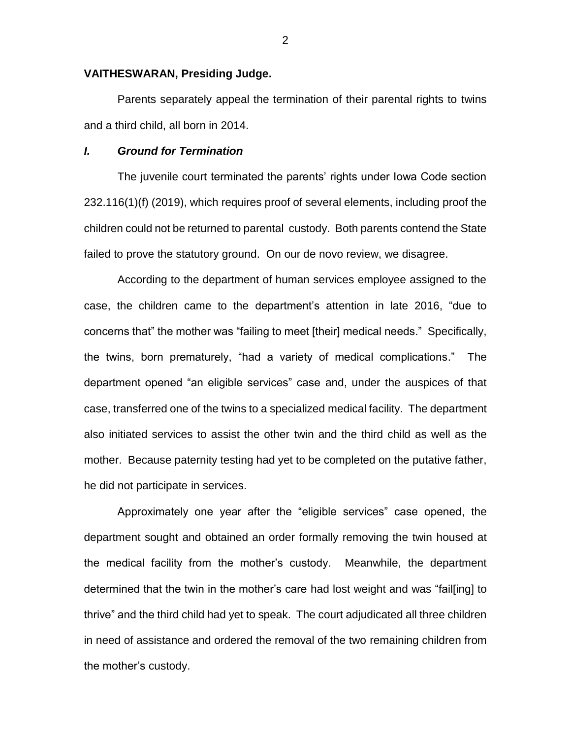**VAITHESWARAN, Presiding Judge.**

Parents separately appeal the termination of their parental rights to twins and a third child, all born in 2014.

### *I. Ground for Termination*

The juvenile court terminated the parents' rights under Iowa Code section 232.116(1)(f) (2019), which requires proof of several elements, including proof the children could not be returned to parental custody. Both parents contend the State failed to prove the statutory ground. On our de novo review, we disagree.

According to the department of human services employee assigned to the case, the children came to the department's attention in late 2016, "due to concerns that" the mother was "failing to meet [their] medical needs." Specifically, the twins, born prematurely, "had a variety of medical complications." The department opened "an eligible services" case and, under the auspices of that case, transferred one of the twins to a specialized medical facility. The department also initiated services to assist the other twin and the third child as well as the mother. Because paternity testing had yet to be completed on the putative father, he did not participate in services.

Approximately one year after the "eligible services" case opened, the department sought and obtained an order formally removing the twin housed at the medical facility from the mother's custody. Meanwhile, the department determined that the twin in the mother's care had lost weight and was "fail[ing] to thrive" and the third child had yet to speak. The court adjudicated all three children in need of assistance and ordered the removal of the two remaining children from the mother's custody.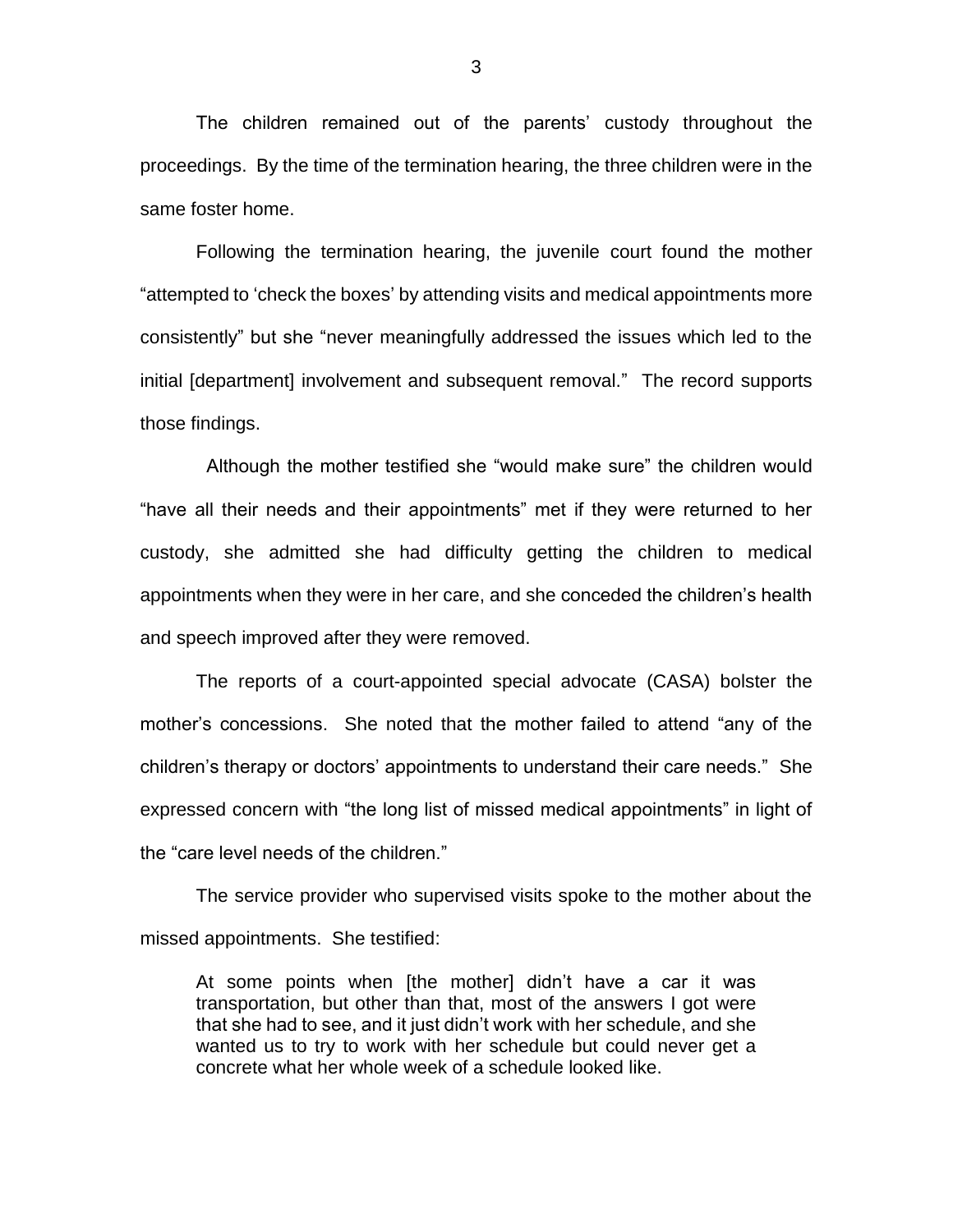The children remained out of the parents' custody throughout the proceedings. By the time of the termination hearing, the three children were in the same foster home.

Following the termination hearing, the juvenile court found the mother "attempted to 'check the boxes' by attending visits and medical appointments more consistently" but she "never meaningfully addressed the issues which led to the initial [department] involvement and subsequent removal." The record supports those findings.

Although the mother testified she "would make sure" the children would "have all their needs and their appointments" met if they were returned to her custody, she admitted she had difficulty getting the children to medical appointments when they were in her care, and she conceded the children's health and speech improved after they were removed.

The reports of a court-appointed special advocate (CASA) bolster the mother's concessions. She noted that the mother failed to attend "any of the children's therapy or doctors' appointments to understand their care needs." She expressed concern with "the long list of missed medical appointments" in light of the "care level needs of the children."

The service provider who supervised visits spoke to the mother about the missed appointments. She testified:

> At some points when [the mother] didn't have a car it was transportation, but other than that, most of the answers I got were that she had to see, and it just didn't work with her schedule, and she wanted us to try to work with her schedule but could never get a concrete what her whole week of a schedule looked like.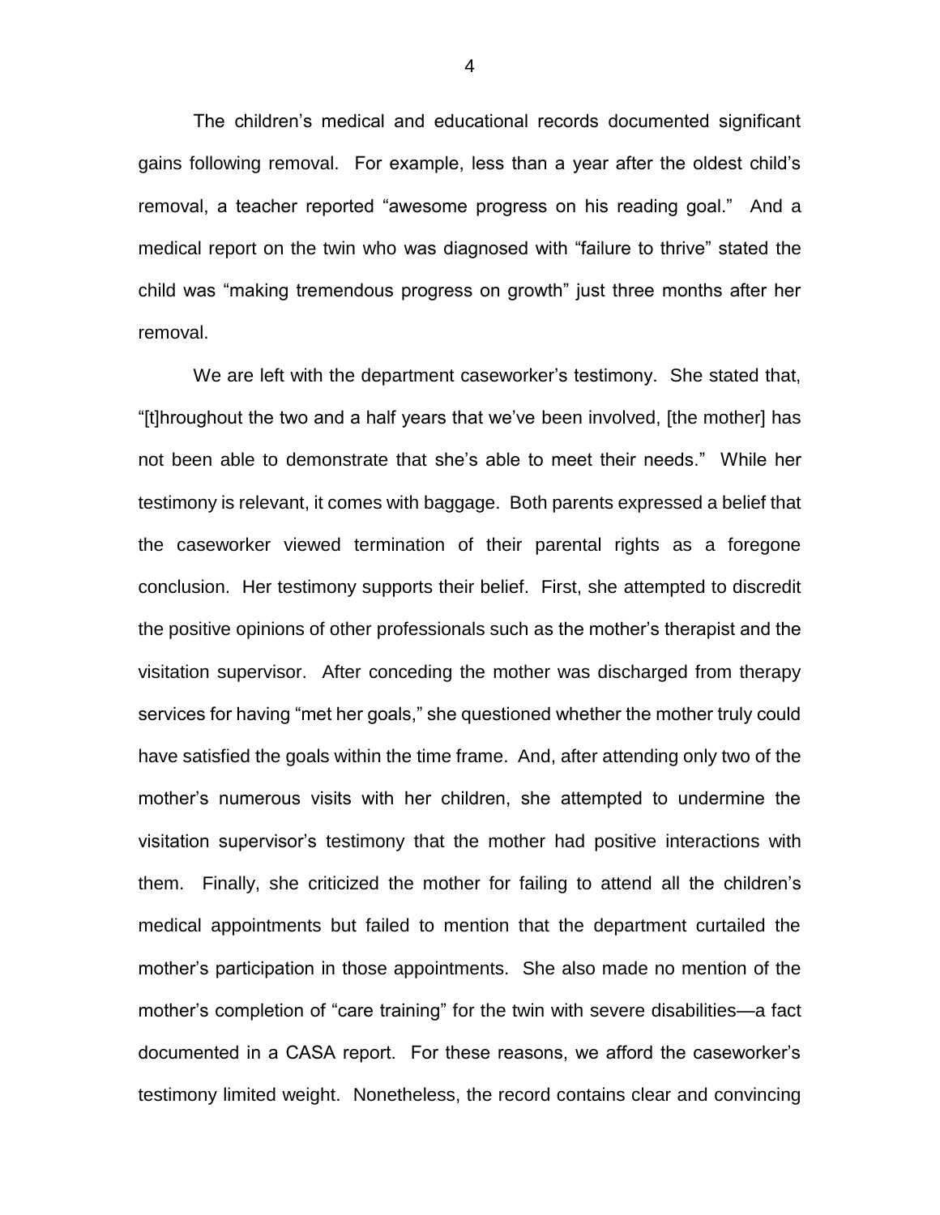The children's medical and educational records documented significant gains following removal. For example, less than a year after the oldest child's removal, a teacher reported "awesome progress on his reading goal." And a medical report on the twin who was diagnosed with "failure to thrive" stated the child was "making tremendous progress on growth" just three months after her removal.

We are left with the department caseworker's testimony. She stated that, "[t]hroughout the two and a half years that we've been involved, [the mother] has not been able to demonstrate that she's able to meet their needs." While her testimony is relevant, it comes with baggage. Both parents expressed a belief that the caseworker viewed termination of their parental rights as a foregone conclusion. Her testimony supports their belief. First, she attempted to discredit the positive opinions of other professionals such as the mother's therapist and the visitation supervisor. After conceding the mother was discharged from therapy services for having "met her goals," she questioned whether the mother truly could have satisfied the goals within the time frame. And, after attending only two of the mother's numerous visits with her children, she attempted to undermine the visitation supervisor's testimony that the mother had positive interactions with them. Finally, she criticized the mother for failing to attend all the children's medical appointments but failed to mention that the department curtailed the mother's participation in those appointments. She also made no mention of the mother's completion of "care training" for the twin with severe disabilities—a fact documented in a CASA report. For these reasons, we afford the caseworker's testimony limited weight. Nonetheless, the record contains clear and convincing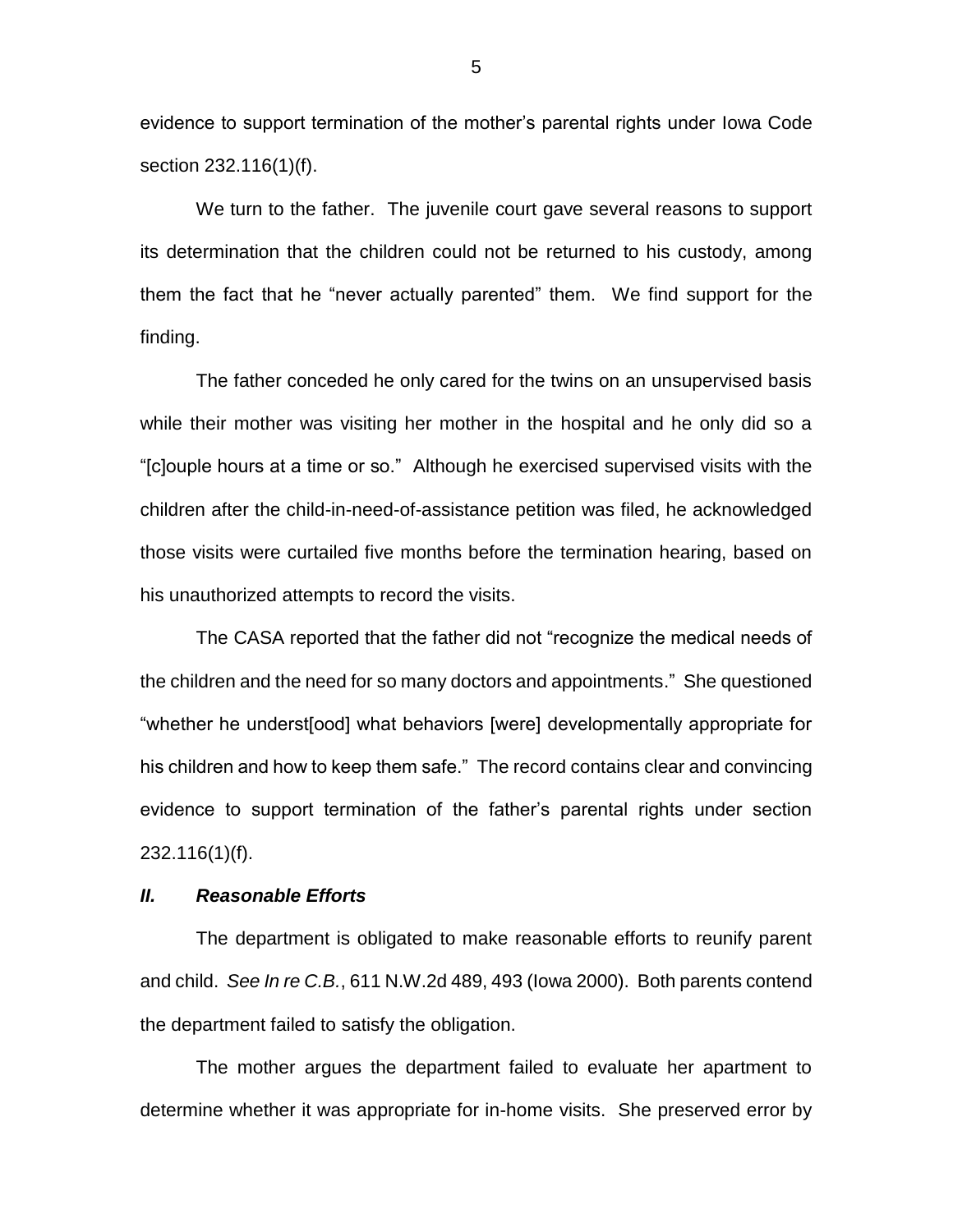evidence to support termination of the mother's parental rights under Iowa Code section 232.116(1)(f).

We turn to the father. The juvenile court gave several reasons to support its determination that the children could not be returned to his custody, among them the fact that he "never actually parented" them. We find support for the finding.

The father conceded he only cared for the twins on an unsupervised basis while their mother was visiting her mother in the hospital and he only did so a "[c]ouple hours at a time or so." Although he exercised supervised visits with the children after the child-in-need-of-assistance petition was filed, he acknowledged those visits were curtailed five months before the termination hearing, based on his unauthorized attempts to record the visits.

The CASA reported that the father did not "recognize the medical needs of the children and the need for so many doctors and appointments." She questioned "whether he underst[ood] what behaviors [were] developmentally appropriate for his children and how to keep them safe." The record contains clear and convincing evidence to support termination of the father's parental rights under section 232.116(1)(f).

### ***II. Reasonable Efforts***

The department is obligated to make reasonable efforts to reunify parent and child. *See In re C.B.*, 611 N.W.2d 489, 493 (Iowa 2000). Both parents contend the department failed to satisfy the obligation.

The mother argues the department failed to evaluate her apartment to determine whether it was appropriate for in-home visits. She preserved error by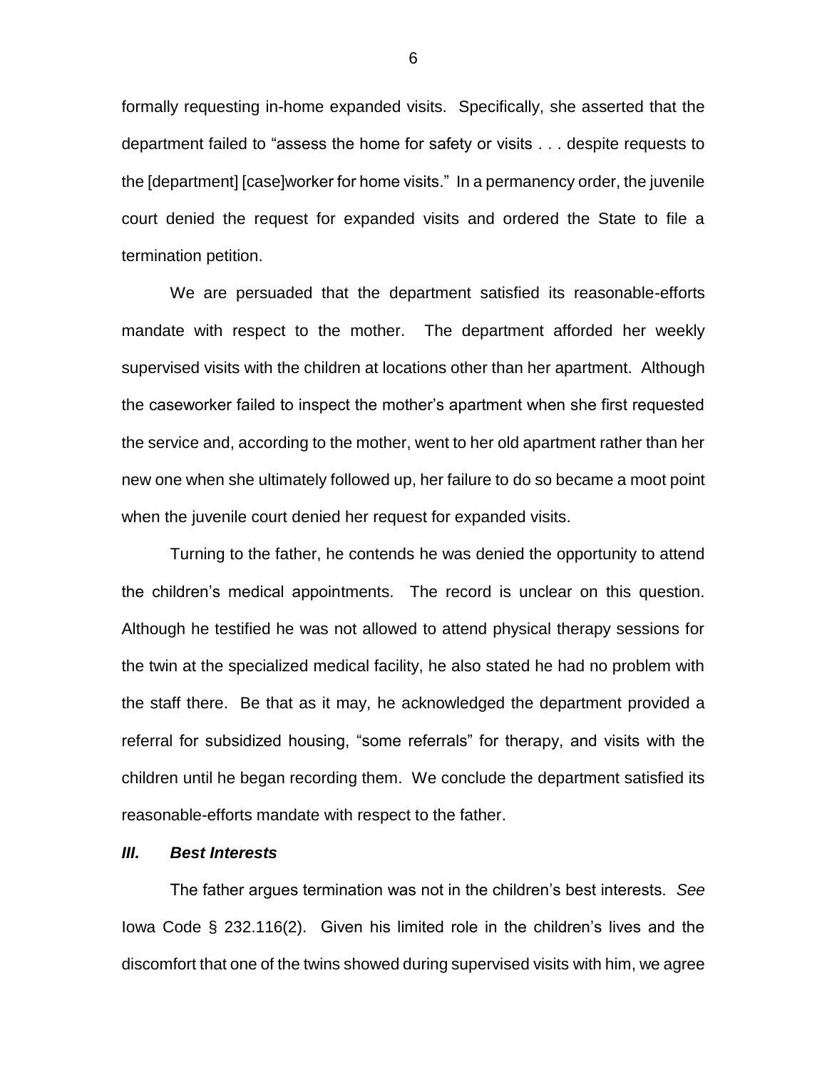formally requesting in-home expanded visits. Specifically, she asserted that the department failed to "assess the home for safety or visits . . . despite requests to the [department] [case]worker for home visits." In a permanency order, the juvenile court denied the request for expanded visits and ordered the State to file a termination petition.

We are persuaded that the department satisfied its reasonable-efforts mandate with respect to the mother. The department afforded her weekly supervised visits with the children at locations other than her apartment. Although the caseworker failed to inspect the mother's apartment when she first requested the service and, according to the mother, went to her old apartment rather than her new one when she ultimately followed up, her failure to do so became a moot point when the juvenile court denied her request for expanded visits.

Turning to the father, he contends he was denied the opportunity to attend the children's medical appointments. The record is unclear on this question. Although he testified he was not allowed to attend physical therapy sessions for the twin at the specialized medical facility, he also stated he had no problem with the staff there. Be that as it may, he acknowledged the department provided a referral for subsidized housing, "some referrals" for therapy, and visits with the children until he began recording them. We conclude the department satisfied its reasonable-efforts mandate with respect to the father.

### *III. Best Interests*

The father argues termination was not in the children's best interests. *See* Iowa Code § 232.116(2). Given his limited role in the children's lives and the discomfort that one of the twins showed during supervised visits with him, we agree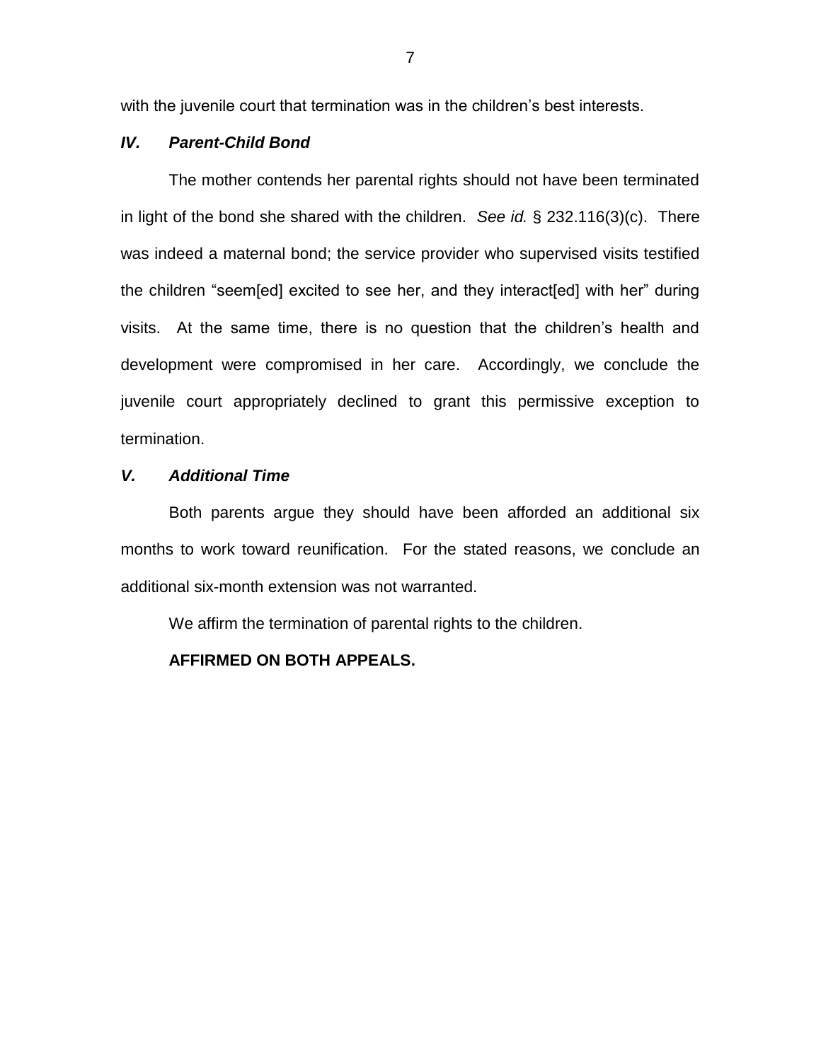with the juvenile court that termination was in the children's best interests.

### *IV. Parent-Child Bond*

The mother contends her parental rights should not have been terminated in light of the bond she shared with the children. *See id.* § 232.116(3)(c). There was indeed a maternal bond; the service provider who supervised visits testified the children "seem[ed] excited to see her, and they interact[ed] with her" during visits. At the same time, there is no question that the children's health and development were compromised in her care. Accordingly, we conclude the juvenile court appropriately declined to grant this permissive exception to termination.

### *V. Additional Time*

Both parents argue they should have been afforded an additional six months to work toward reunification. For the stated reasons, we conclude an additional six-month extension was not warranted.

We affirm the termination of parental rights to the children.

**AFFIRMED ON BOTH APPEALS.**